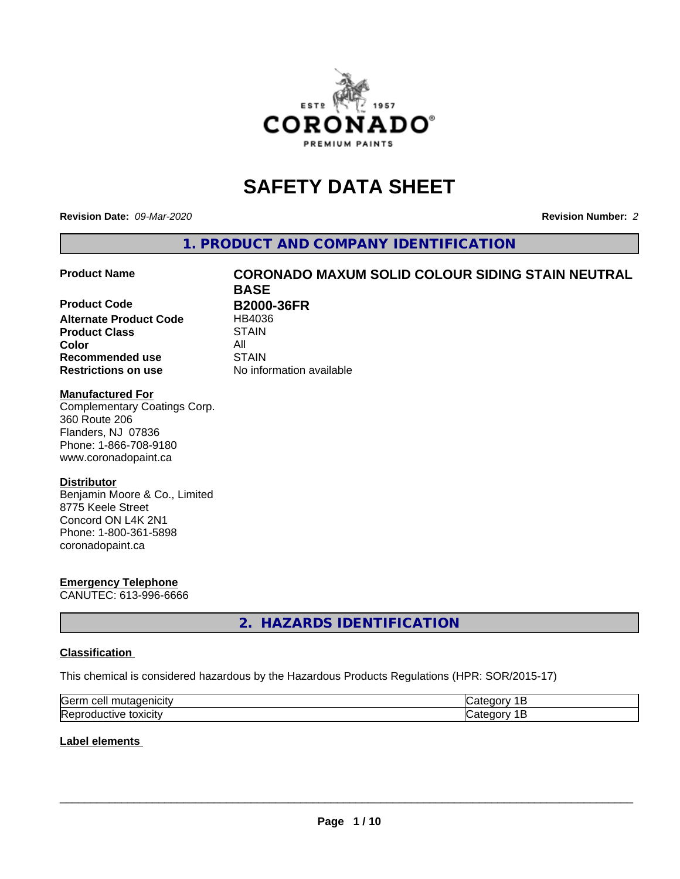# SAFETY DATA SHEET

**Revision Date:** *09-Mar-2020* **Revision Number:** *2*

## 1. PRODUCT AND COMPANY IDENTIFICATION

| | |
|---|---|
| **Product Name** | **CORONADO MAXUM SOLID COLOUR SIDING STAIN NEUTRAL BASE** |
| **Product Code** | **B2000-36FR** |
| **Alternate Product Code** | HB4036 |
| **Product Class** | STAIN |
| **Color** | All |
| **Recommended use** | STAIN |
| **Restrictions on use** | No information available |

**Manufactured For**
Complementary Coatings Corp.
360 Route 206
Flanders, NJ 07836
Phone: 1-866-708-9180
www.coronadopaint.ca

**Distributor**
Benjamin Moore & Co., Limited
8775 Keele Street
Concord ON L4K 2N1
Phone: 1-800-361-5898
coronadopaint.ca

**Emergency Telephone**
CANUTEC: 613-996-6666

## 2. HAZARDS IDENTIFICATION

**Classification**

This chemical is considered hazardous by the Hazardous Products Regulations (HPR: SOR/2015-17)

| | |
|---|---|
| Germ cell mutagenicity | Category 1B |
| Reproductive toxicity | Category 1B |

**Label elements**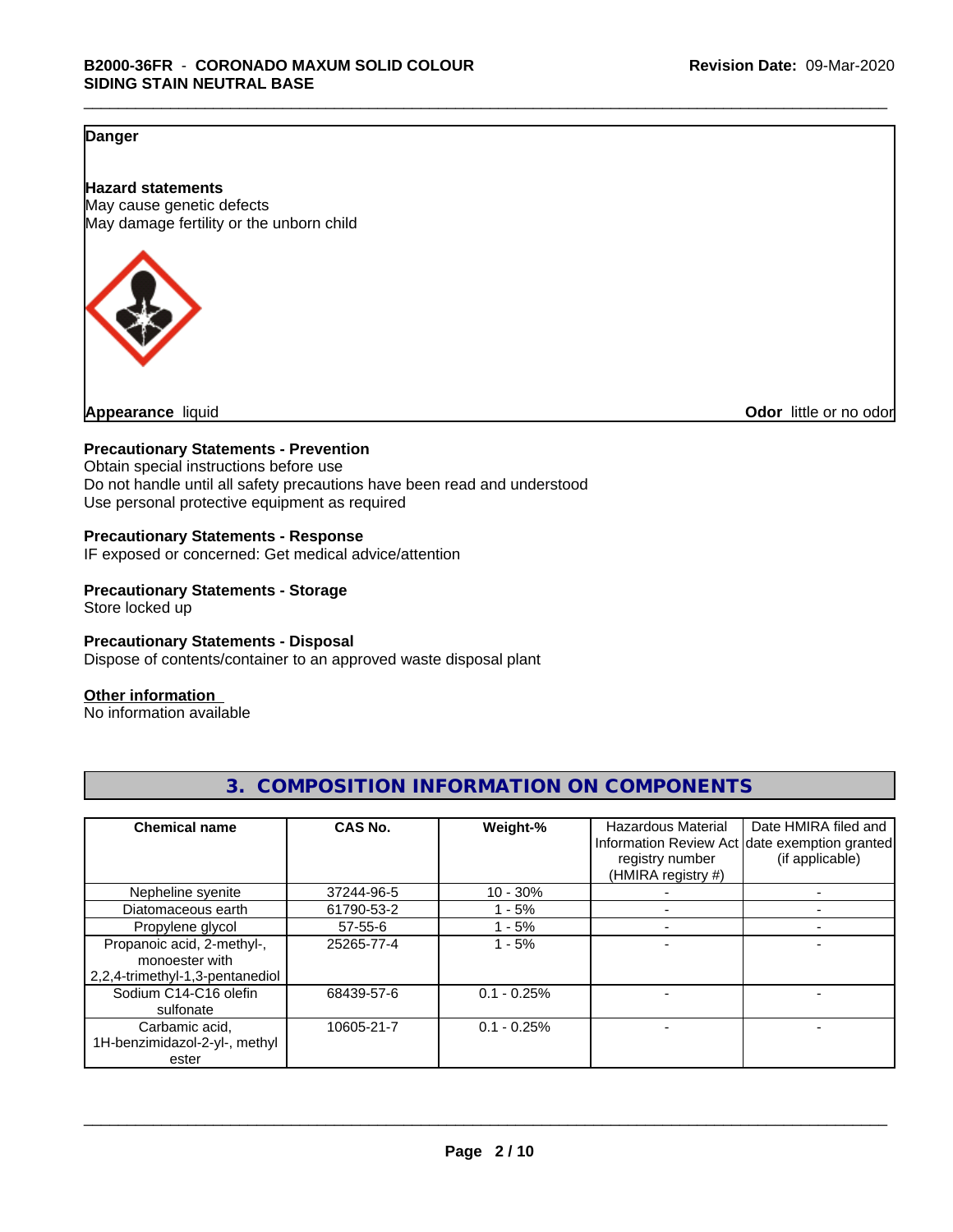**Danger**

**Hazard statements**
May cause genetic defects
May damage fertility or the unborn child

**Appearance** liquid

**Odor** little or no odor

**Precautionary Statements - Prevention**
Obtain special instructions before use
Do not handle until all safety precautions have been read and understood
Use personal protective equipment as required

**Precautionary Statements - Response**
IF exposed or concerned: Get medical advice/attention

**Precautionary Statements - Storage**
Store locked up

**Precautionary Statements - Disposal**
Dispose of contents/container to an approved waste disposal plant

**Other information**
No information available

## 3. COMPOSITION INFORMATION ON COMPONENTS

| Chemical name | CAS No. | Weight-% | Hazardous Material Information Review Act registry number (HMIRA registry #) | Date HMIRA filed and date exemption granted (if applicable) |
|---|---|---|---|---|
| Nepheline syenite | 37244-96-5 | 10 - 30% | - | - |
| Diatomaceous earth | 61790-53-2 | 1 - 5% | - | - |
| Propylene glycol | 57-55-6 | 1 - 5% | - | - |
| Propanoic acid, 2-methyl-, monoester with 2,2,4-trimethyl-1,3-pentanediol | 25265-77-4 | 1 - 5% | - | - |
| Sodium C14-C16 olefin sulfonate | 68439-57-6 | 0.1 - 0.25% | - | - |
| Carbamic acid, 1H-benzimidazol-2-yl-, methyl ester | 10605-21-7 | 0.1 - 0.25% | - | - |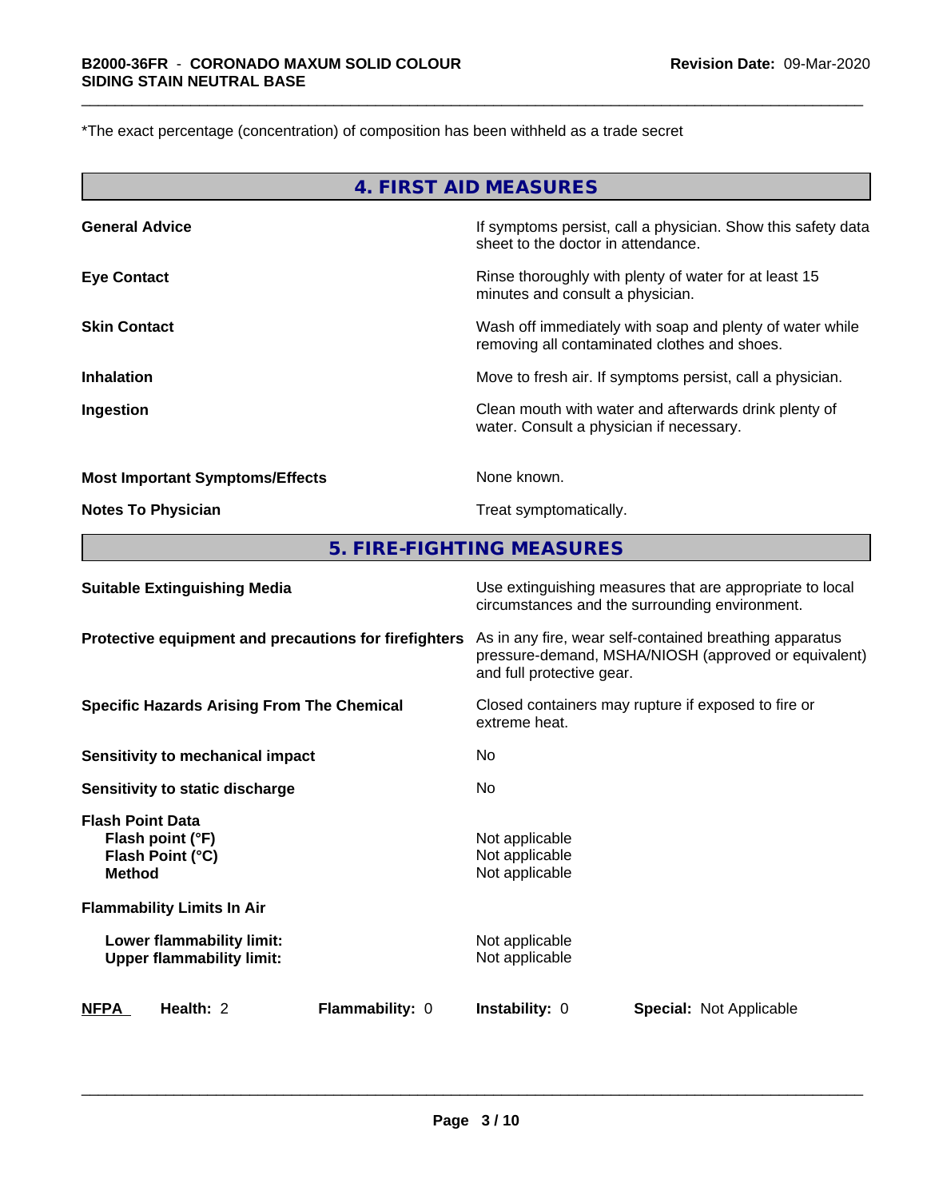*The exact percentage (concentration) of composition has been withheld as a trade secret

## 4. FIRST AID MEASURES

| | |
|---|---|
| **General Advice** | If symptoms persist, call a physician. Show this safety data sheet to the doctor in attendance. |
| **Eye Contact** | Rinse thoroughly with plenty of water for at least 15 minutes and consult a physician. |
| **Skin Contact** | Wash off immediately with soap and plenty of water while removing all contaminated clothes and shoes. |
| **Inhalation** | Move to fresh air. If symptoms persist, call a physician. |
| **Ingestion** | Clean mouth with water and afterwards drink plenty of water. Consult a physician if necessary. |
| **Most Important Symptoms/Effects** | None known. |
| **Notes To Physician** | Treat symptomatically. |

## 5. FIRE-FIGHTING MEASURES

| | |
|---|---|
| **Suitable Extinguishing Media** | Use extinguishing measures that are appropriate to local circumstances and the surrounding environment. |
| **Protective equipment and precautions for firefighters** | As in any fire, wear self-contained breathing apparatus pressure-demand, MSHA/NIOSH (approved or equivalent) and full protective gear. |
| **Specific Hazards Arising From The Chemical** | Closed containers may rupture if exposed to fire or extreme heat. |
| **Sensitivity to mechanical impact** | No |
| **Sensitivity to static discharge** | No |
| **Flash Point Data** | |
| **Flash point (°F)** | Not applicable |
| **Flash Point (°C)** | Not applicable |
| **Method** | Not applicable |
| **Flammability Limits In Air** | |
| **Lower flammability limit:** | Not applicable |
| **Upper flammability limit:** | Not applicable |

| **NFPA** | **Health:** 2 | **Flammability:** 0 | **Instability:** 0 | **Special:** Not Applicable |
|---|---|---|---|---|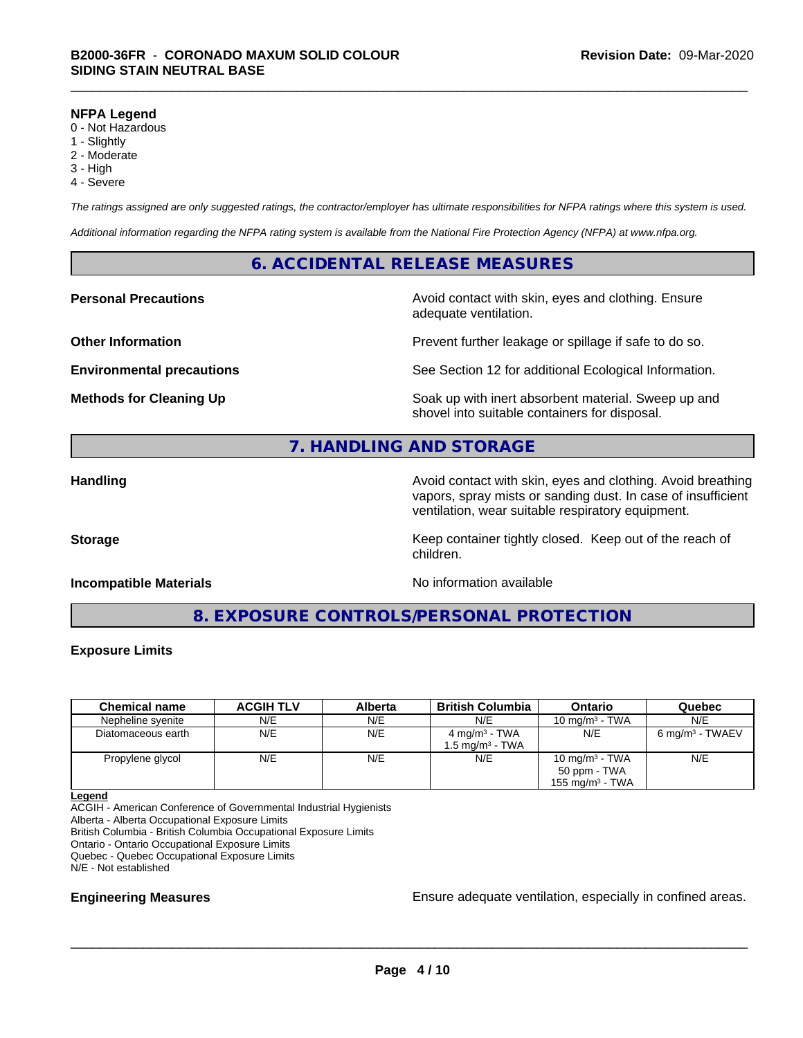**NFPA Legend**
0 - Not Hazardous
1 - Slightly
2 - Moderate
3 - High
4 - Severe

*The ratings assigned are only suggested ratings, the contractor/employer has ultimate responsibilities for NFPA ratings where this system is used.*

*Additional information regarding the NFPA rating system is available from the National Fire Protection Agency (NFPA) at www.nfpa.org.*

## 6. ACCIDENTAL RELEASE MEASURES

**Personal Precautions** — Avoid contact with skin, eyes and clothing. Ensure adequate ventilation.

**Other Information** — Prevent further leakage or spillage if safe to do so.

**Environmental precautions** — See Section 12 for additional Ecological Information.

**Methods for Cleaning Up** — Soak up with inert absorbent material. Sweep up and shovel into suitable containers for disposal.

## 7. HANDLING AND STORAGE

**Handling** — Avoid contact with skin, eyes and clothing. Avoid breathing vapors, spray mists or sanding dust. In case of insufficient ventilation, wear suitable respiratory equipment.

**Storage** — Keep container tightly closed. Keep out of the reach of children.

**Incompatible Materials** — No information available

## 8. EXPOSURE CONTROLS/PERSONAL PROTECTION

**Exposure Limits**

| Chemical name | ACGIH TLV | Alberta | British Columbia | Ontario | Quebec |
|---|---|---|---|---|---|
| Nepheline syenite | N/E | N/E | N/E | 10 mg/m³ - TWA | N/E |
| Diatomaceous earth | N/E | N/E | 4 mg/m³ - TWA<br>1.5 mg/m³ - TWA | N/E | 6 mg/m³ - TWAEV |
| Propylene glycol | N/E | N/E | N/E | 10 mg/m³ - TWA<br>50 ppm - TWA<br>155 mg/m³ - TWA | N/E |

**Legend**
ACGIH - American Conference of Governmental Industrial Hygienists
Alberta - Alberta Occupational Exposure Limits
British Columbia - British Columbia Occupational Exposure Limits
Ontario - Ontario Occupational Exposure Limits
Quebec - Quebec Occupational Exposure Limits
N/E - Not established

**Engineering Measures** — Ensure adequate ventilation, especially in confined areas.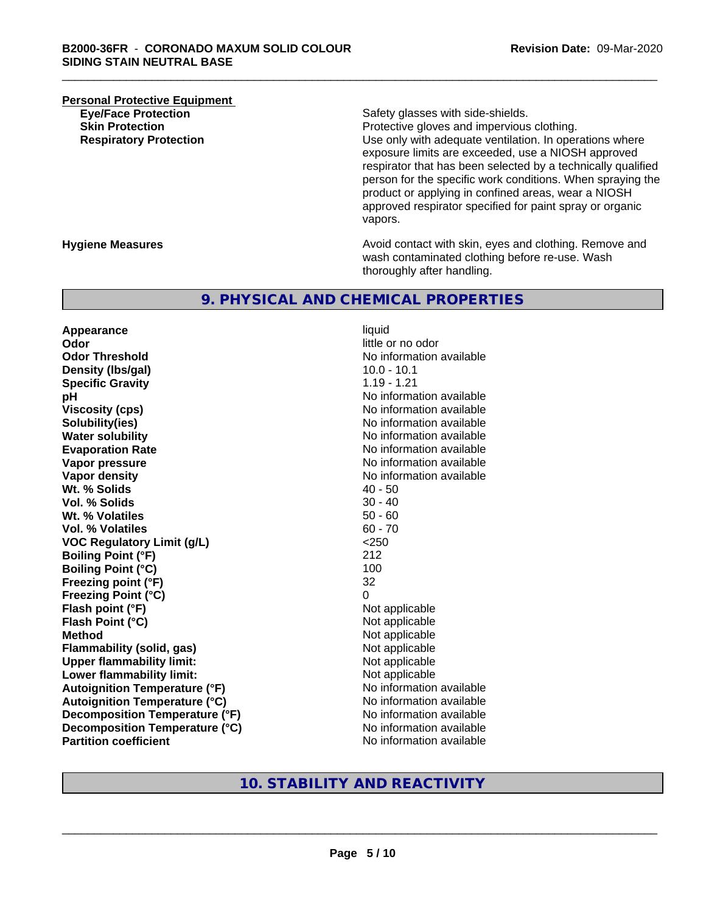**Personal Protective Equipment**

| | |
|---|---|
| **Eye/Face Protection** | Safety glasses with side-shields. |
| **Skin Protection** | Protective gloves and impervious clothing. |
| **Respiratory Protection** | Use only with adequate ventilation. In operations where exposure limits are exceeded, use a NIOSH approved respirator that has been selected by a technically qualified person for the specific work conditions. When spraying the product or applying in confined areas, wear a NIOSH approved respirator specified for paint spray or organic vapors. |

| | |
|---|---|
| **Hygiene Measures** | Avoid contact with skin, eyes and clothing. Remove and wash contaminated clothing before re-use. Wash thoroughly after handling. |

## 9. PHYSICAL AND CHEMICAL PROPERTIES

| | |
|---|---|
| **Appearance** | liquid |
| **Odor** | little or no odor |
| **Odor Threshold** | No information available |
| **Density (lbs/gal)** | 10.0 - 10.1 |
| **Specific Gravity** | 1.19 - 1.21 |
| **pH** | No information available |
| **Viscosity (cps)** | No information available |
| **Solubility(ies)** | No information available |
| **Water solubility** | No information available |
| **Evaporation Rate** | No information available |
| **Vapor pressure** | No information available |
| **Vapor density** | No information available |
| **Wt. % Solids** | 40 - 50 |
| **Vol. % Solids** | 30 - 40 |
| **Wt. % Volatiles** | 50 - 60 |
| **Vol. % Volatiles** | 60 - 70 |
| **VOC Regulatory Limit (g/L)** | <250 |
| **Boiling Point (°F)** | 212 |
| **Boiling Point (°C)** | 100 |
| **Freezing point (°F)** | 32 |
| **Freezing Point (°C)** | 0 |
| **Flash point (°F)** | Not applicable |
| **Flash Point (°C)** | Not applicable |
| **Method** | Not applicable |
| **Flammability (solid, gas)** | Not applicable |
| **Upper flammability limit:** | Not applicable |
| **Lower flammability limit:** | Not applicable |
| **Autoignition Temperature (°F)** | No information available |
| **Autoignition Temperature (°C)** | No information available |
| **Decomposition Temperature (°F)** | No information available |
| **Decomposition Temperature (°C)** | No information available |
| **Partition coefficient** | No information available |

## 10. STABILITY AND REACTIVITY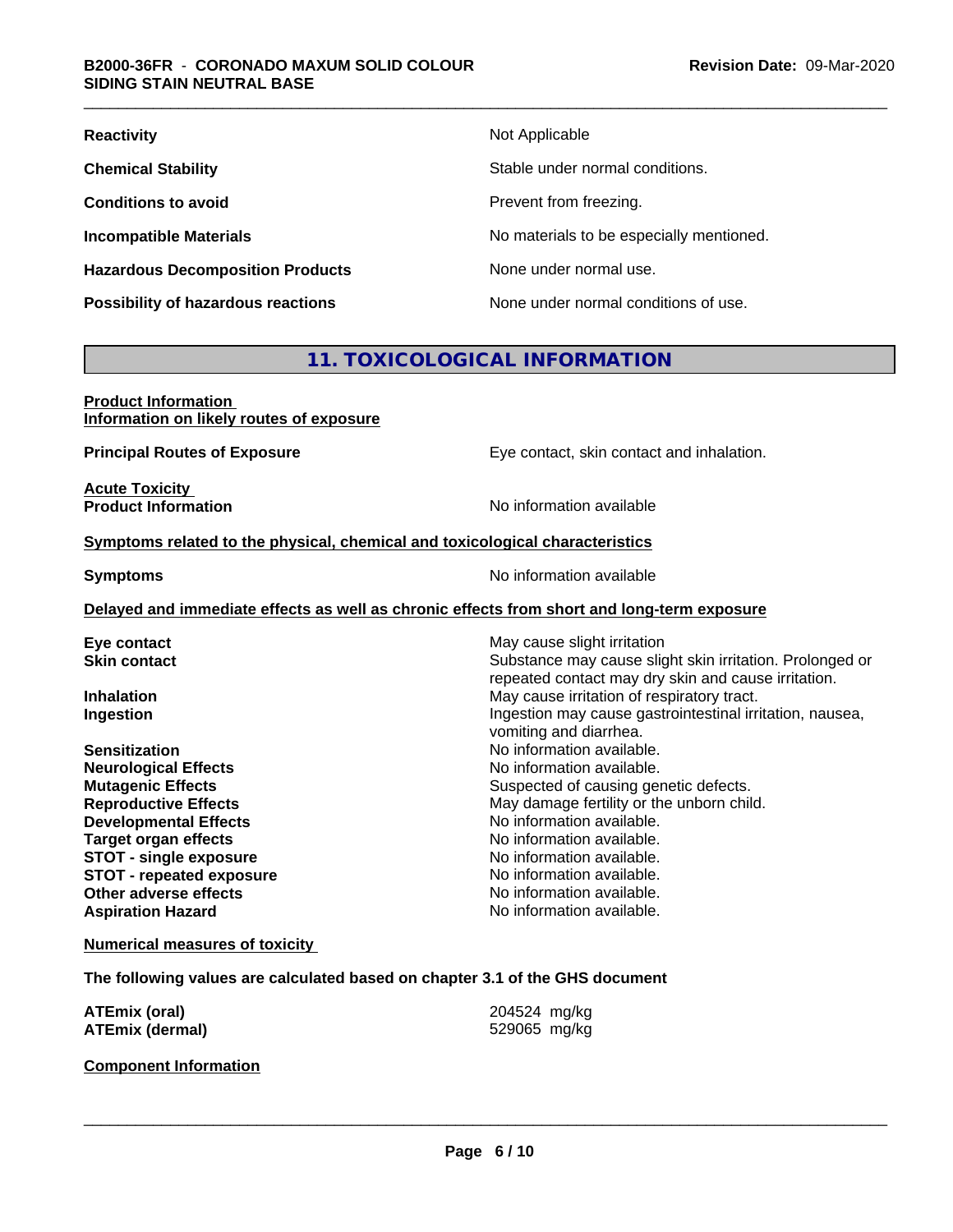| | |
|---|---|
| **Reactivity** | Not Applicable |
| **Chemical Stability** | Stable under normal conditions. |
| **Conditions to avoid** | Prevent from freezing. |
| **Incompatible Materials** | No materials to be especially mentioned. |
| **Hazardous Decomposition Products** | None under normal use. |
| **Possibility of hazardous reactions** | None under normal conditions of use. |

## 11. TOXICOLOGICAL INFORMATION

**Product Information**
**Information on likely routes of exposure**

**Principal Routes of Exposure** — Eye contact, skin contact and inhalation.

**Acute Toxicity**
**Product Information** — No information available

**Symptoms related to the physical, chemical and toxicological characteristics**

**Symptoms** — No information available

**Delayed and immediate effects as well as chronic effects from short and long-term exposure**

| | |
|---|---|
| **Eye contact** | May cause slight irritation |
| **Skin contact** | Substance may cause slight skin irritation. Prolonged or repeated contact may dry skin and cause irritation. |
| **Inhalation** | May cause irritation of respiratory tract. |
| **Ingestion** | Ingestion may cause gastrointestinal irritation, nausea, vomiting and diarrhea. |
| **Sensitization** | No information available. |
| **Neurological Effects** | No information available. |
| **Mutagenic Effects** | Suspected of causing genetic defects. |
| **Reproductive Effects** | May damage fertility or the unborn child. |
| **Developmental Effects** | No information available. |
| **Target organ effects** | No information available. |
| **STOT - single exposure** | No information available. |
| **STOT - repeated exposure** | No information available. |
| **Other adverse effects** | No information available. |
| **Aspiration Hazard** | No information available. |

**Numerical measures of toxicity**

**The following values are calculated based on chapter 3.1 of the GHS document**

| | |
|---|---|
| **ATEmix (oral)** | 204524 mg/kg |
| **ATEmix (dermal)** | 529065 mg/kg |

**Component Information**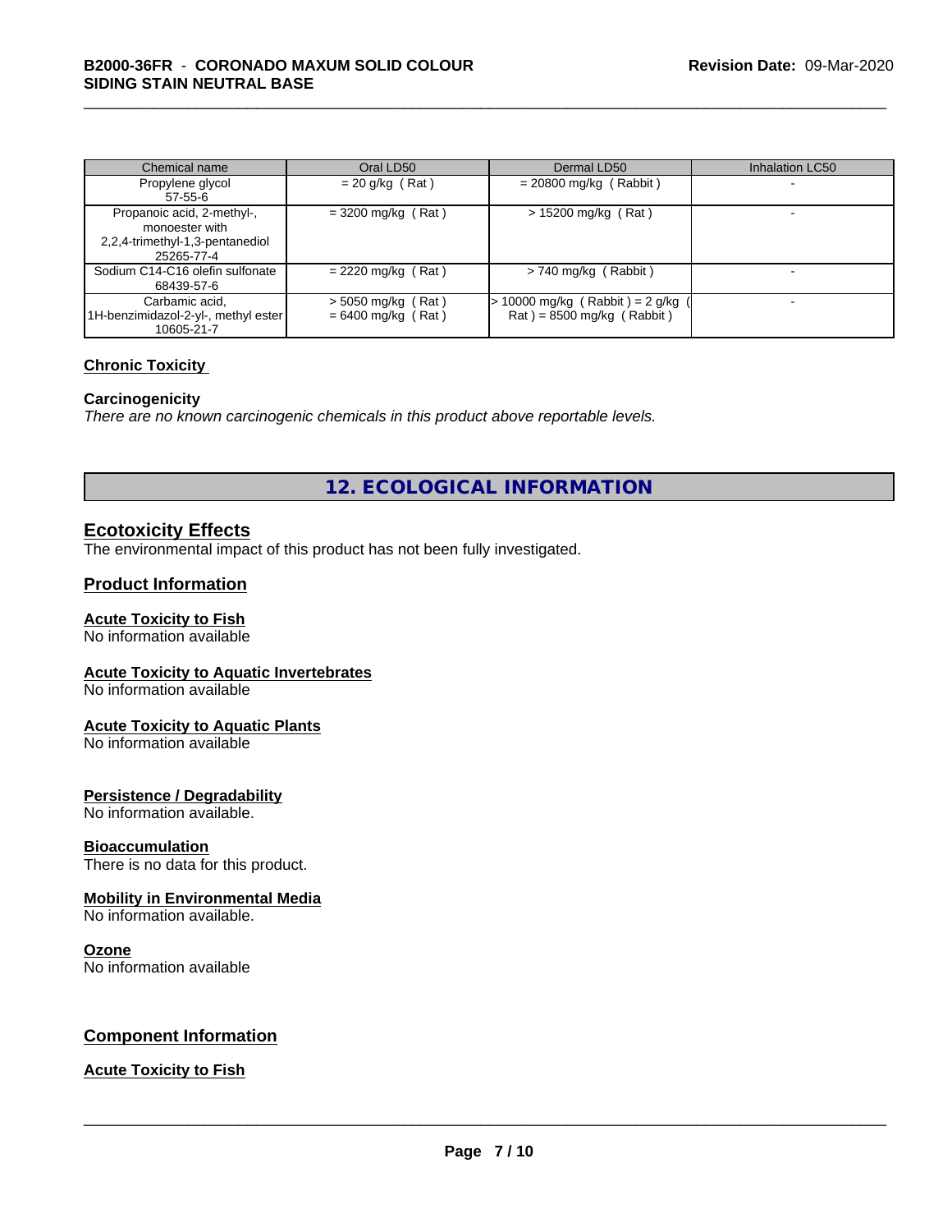| Chemical name | Oral LD50 | Dermal LD50 | Inhalation LC50 |
|---|---|---|---|
| Propylene glycol 57-55-6 | = 20 g/kg ( Rat ) | = 20800 mg/kg ( Rabbit ) | - |
| Propanoic acid, 2-methyl-, monoester with 2,2,4-trimethyl-1,3-pentanediol 25265-77-4 | = 3200 mg/kg ( Rat ) | > 15200 mg/kg ( Rat ) | - |
| Sodium C14-C16 olefin sulfonate 68439-57-6 | = 2220 mg/kg ( Rat ) | > 740 mg/kg ( Rabbit ) | - |
| Carbamic acid, 1H-benzimidazol-2-yl-, methyl ester 10605-21-7 | > 5050 mg/kg ( Rat ) = 6400 mg/kg ( Rat ) | > 10000 mg/kg ( Rabbit ) = 2 g/kg ( Rat ) = 8500 mg/kg ( Rabbit ) | - |

## Chronic Toxicity

### Carcinogenicity

*There are no known carcinogenic chemicals in this product above reportable levels.*

# 12. ECOLOGICAL INFORMATION

## Ecotoxicity Effects

The environmental impact of this product has not been fully investigated.

## Product Information

### Acute Toxicity to Fish

No information available

### Acute Toxicity to Aquatic Invertebrates

No information available

### Acute Toxicity to Aquatic Plants

No information available

### Persistence / Degradability

No information available.

### Bioaccumulation

There is no data for this product.

### Mobility in Environmental Media

No information available.

### Ozone

No information available

## Component Information

### Acute Toxicity to Fish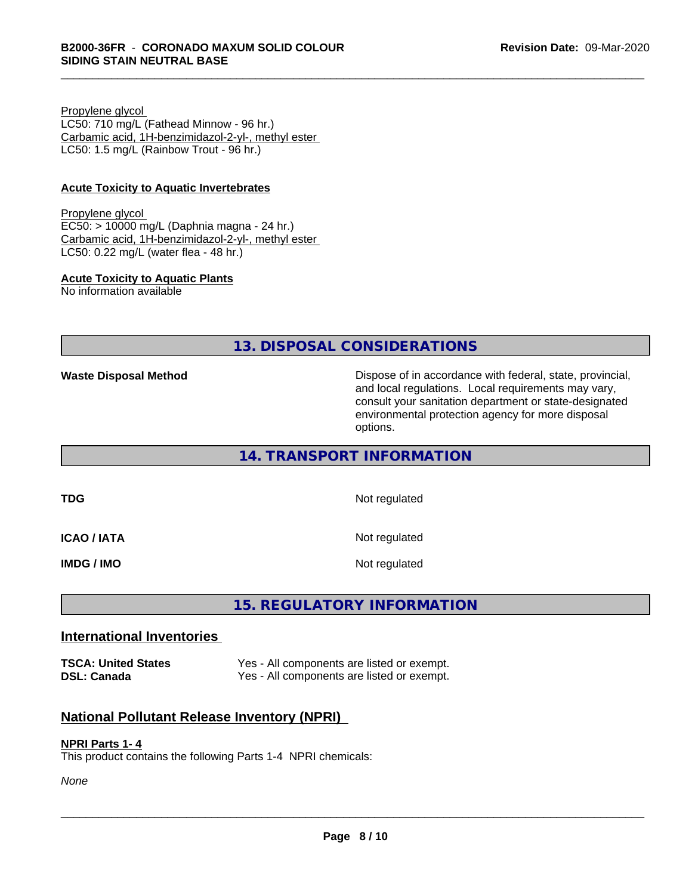Propylene glycol
LC50: 710 mg/L (Fathead Minnow - 96 hr.)
Carbamic acid, 1H-benzimidazol-2-yl-, methyl ester
LC50: 1.5 mg/L (Rainbow Trout - 96 hr.)

**Acute Toxicity to Aquatic Invertebrates**

Propylene glycol
EC50: > 10000 mg/L (Daphnia magna - 24 hr.)
Carbamic acid, 1H-benzimidazol-2-yl-, methyl ester
LC50: 0.22 mg/L (water flea - 48 hr.)

**Acute Toxicity to Aquatic Plants**
No information available

## 13. DISPOSAL CONSIDERATIONS

**Waste Disposal Method** — Dispose of in accordance with federal, state, provincial, and local regulations. Local requirements may vary, consult your sanitation department or state-designated environmental protection agency for more disposal options.

## 14. TRANSPORT INFORMATION

| | |
|---|---|
| **TDG** | Not regulated |
| **ICAO / IATA** | Not regulated |
| **IMDG / IMO** | Not regulated |

## 15. REGULATORY INFORMATION

### International Inventories

| | |
|---|---|
| **TSCA: United States** | Yes - All components are listed or exempt. |
| **DSL: Canada** | Yes - All components are listed or exempt. |

### National Pollutant Release Inventory (NPRI)

**NPRI Parts 1- 4**
This product contains the following Parts 1-4 NPRI chemicals:

*None*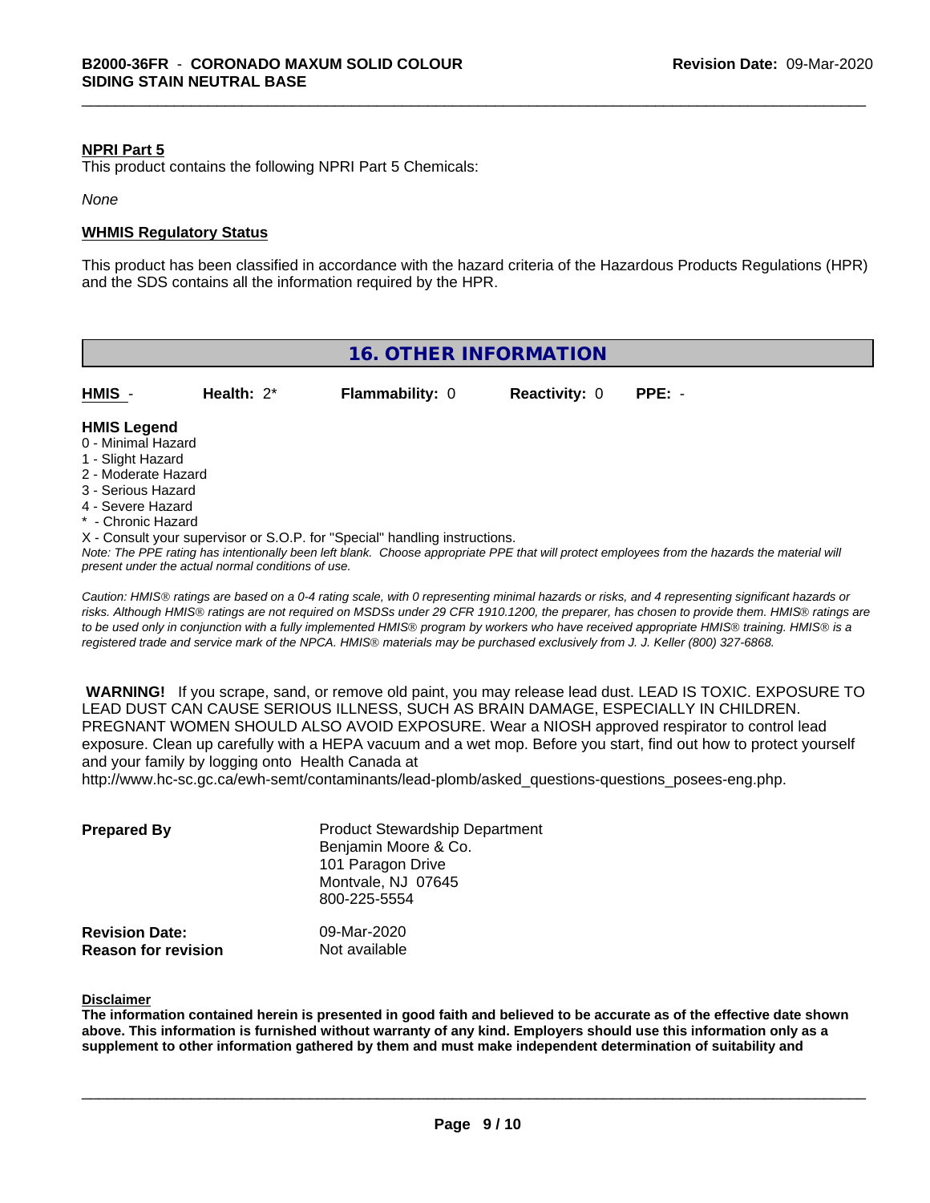**NPRI Part 5**

This product contains the following NPRI Part 5 Chemicals:

*None*

**WHMIS Regulatory Status**

This product has been classified in accordance with the hazard criteria of the Hazardous Products Regulations (HPR) and the SDS contains all the information required by the HPR.

## 16. OTHER INFORMATION

| **HMIS** - | **Health:** 2* | **Flammability:** 0 | **Reactivity:** 0 | **PPE:** - |
|---|---|---|---|---|

**HMIS Legend**

0 - Minimal Hazard
1 - Slight Hazard
2 - Moderate Hazard
3 - Serious Hazard
4 - Severe Hazard
* - Chronic Hazard
X - Consult your supervisor or S.O.P. for "Special" handling instructions.

*Note: The PPE rating has intentionally been left blank. Choose appropriate PPE that will protect employees from the hazards the material will present under the actual normal conditions of use.*

*Caution: HMIS® ratings are based on a 0-4 rating scale, with 0 representing minimal hazards or risks, and 4 representing significant hazards or risks. Although HMIS® ratings are not required on MSDSs under 29 CFR 1910.1200, the preparer, has chosen to provide them. HMIS® ratings are to be used only in conjunction with a fully implemented HMIS® program by workers who have received appropriate HMIS® training. HMIS® is a registered trade and service mark of the NPCA. HMIS® materials may be purchased exclusively from J. J. Keller (800) 327-6868.*

**WARNING!** If you scrape, sand, or remove old paint, you may release lead dust. LEAD IS TOXIC. EXPOSURE TO LEAD DUST CAN CAUSE SERIOUS ILLNESS, SUCH AS BRAIN DAMAGE, ESPECIALLY IN CHILDREN. PREGNANT WOMEN SHOULD ALSO AVOID EXPOSURE. Wear a NIOSH approved respirator to control lead exposure. Clean up carefully with a HEPA vacuum and a wet mop. Before you start, find out how to protect yourself and your family by logging onto Health Canada at http://www.hc-sc.gc.ca/ewh-semt/contaminants/lead-plomb/asked_questions-questions_posees-eng.php.

| | |
|---|---|
| **Prepared By** | Product Stewardship Department<br>Benjamin Moore & Co.<br>101 Paragon Drive<br>Montvale, NJ 07645<br>800-225-5554 |
| **Revision Date:** | 09-Mar-2020 |
| **Reason for revision** | Not available |

**Disclaimer**

**The information contained herein is presented in good faith and believed to be accurate as of the effective date shown above. This information is furnished without warranty of any kind. Employers should use this information only as a supplement to other information gathered by them and must make independent determination of suitability and**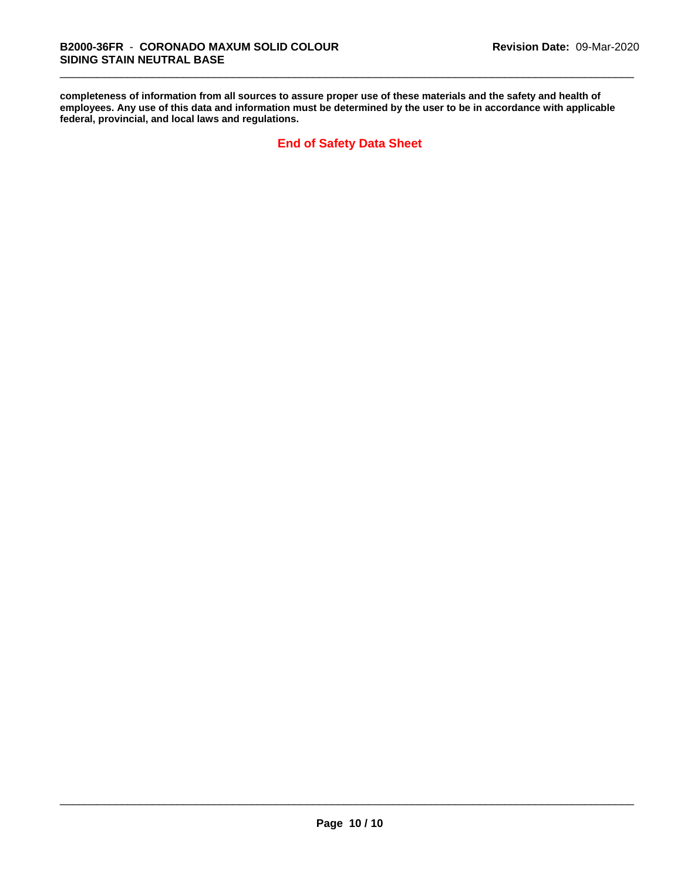**completeness of information from all sources to assure proper use of these materials and the safety and health of employees. Any use of this data and information must be determined by the user to be in accordance with applicable federal, provincial, and local laws and regulations.**

**End of Safety Data Sheet**